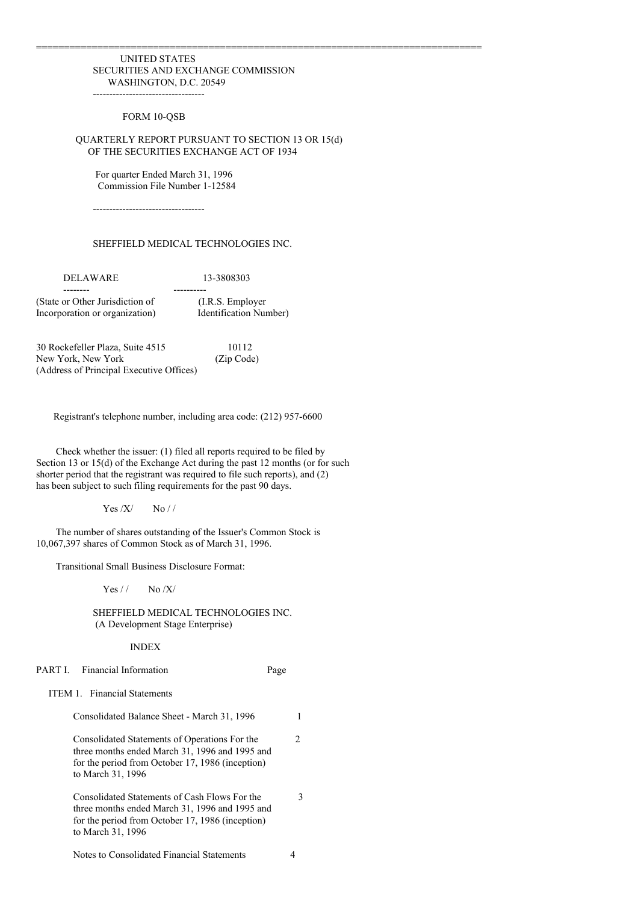UNITED STATES
SECURITIES AND EXCHANGE COMMISSION
WASHINGTON, D.C. 20549

---

# FORM 10-QSB

QUARTERLY REPORT PURSUANT TO SECTION 13 OR 15(d)
OF THE SECURITIES EXCHANGE ACT OF 1934

For quarter Ended March 31, 1996
Commission File Number 1-12584

---

## SHEFFIELD MEDICAL TECHNOLOGIES INC.

| DELAWARE | 13-3808303 |
|---|---|
| (State or Other Jurisdiction of Incorporation or organization) | (I.R.S. Employer Identification Number) |

| 30 Rockefeller Plaza, Suite 4515 New York, New York | 10112 |
|---|---|
| (Address of Principal Executive Offices) | (Zip Code) |

Registrant's telephone number, including area code: (212) 957-6600

Check whether the issuer: (1) filed all reports required to be filed by Section 13 or 15(d) of the Exchange Act during the past 12 months (or for such shorter period that the registrant was required to file such reports), and (2) has been subject to such filing requirements for the past 90 days.

Yes /X/ No / /

The number of shares outstanding of the Issuer's Common Stock is 10,067,397 shares of Common Stock as of March 31, 1996.

Transitional Small Business Disclosure Format:

Yes / / No /X/

SHEFFIELD MEDICAL TECHNOLOGIES INC.
(A Development Stage Enterprise)

INDEX

| PART I. Financial Information | Page |
|---|---|
| ITEM 1. Financial Statements | |
| Consolidated Balance Sheet - March 31, 1996 | 1 |
| Consolidated Statements of Operations For the three months ended March 31, 1996 and 1995 and for the period from October 17, 1986 (inception) to March 31, 1996 | 2 |
| Consolidated Statements of Cash Flows For the three months ended March 31, 1996 and 1995 and for the period from October 17, 1986 (inception) to March 31, 1996 | 3 |
| Notes to Consolidated Financial Statements | 4 |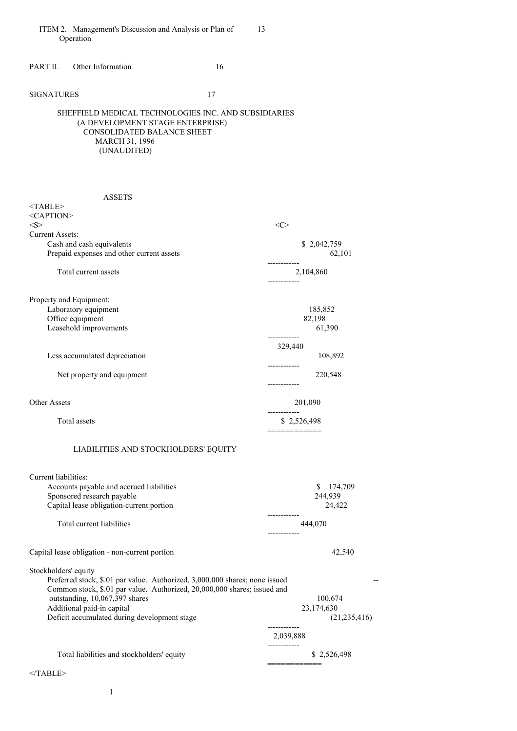ITEM 2. Management's Discussion and Analysis or Plan of Operation 13

PART II. Other Information 16

SIGNATURES 17

# SHEFFIELD MEDICAL TECHNOLOGIES INC. AND SUBSIDIARIES
## (A DEVELOPMENT STAGE ENTERPRISE)
## CONSOLIDATED BALANCE SHEET
## MARCH 31, 1996
## (UNAUDITED)

### ASSETS

| | |
|---|---|
| **Current Assets:** | |
| Cash and cash equivalents | $ 2,042,759 |
| Prepaid expenses and other current assets | 62,101 |
| Total current assets | 2,104,860 |
| **Property and Equipment:** | |
| Laboratory equipment | 185,852 |
| Office equipment | 82,198 |
| Leasehold improvements | 61,390 |
| | 329,440 |
| Less accumulated depreciation | 108,892 |
| Net property and equipment | 220,548 |
| Other Assets | 201,090 |
| Total assets | $ 2,526,498 |

### LIABILITIES AND STOCKHOLDERS' EQUITY

| | |
|---|---|
| **Current liabilities:** | |
| Accounts payable and accrued liabilities | $ 174,709 |
| Sponsored research payable | 244,939 |
| Capital lease obligation-current portion | 24,422 |
| Total current liabilities | 444,070 |
| Capital lease obligation - non-current portion | 42,540 |
| **Stockholders' equity** | |
| Preferred stock, $.01 par value. Authorized, 3,000,000 shares; none issued | -- |
| Common stock, $.01 par value. Authorized, 20,000,000 shares; issued and outstanding, 10,067,397 shares | 100,674 |
| Additional paid-in capital | 23,174,630 |
| Deficit accumulated during development stage | (21,235,416) |
| | 2,039,888 |
| Total liabilities and stockholders' equity | $ 2,526,498 |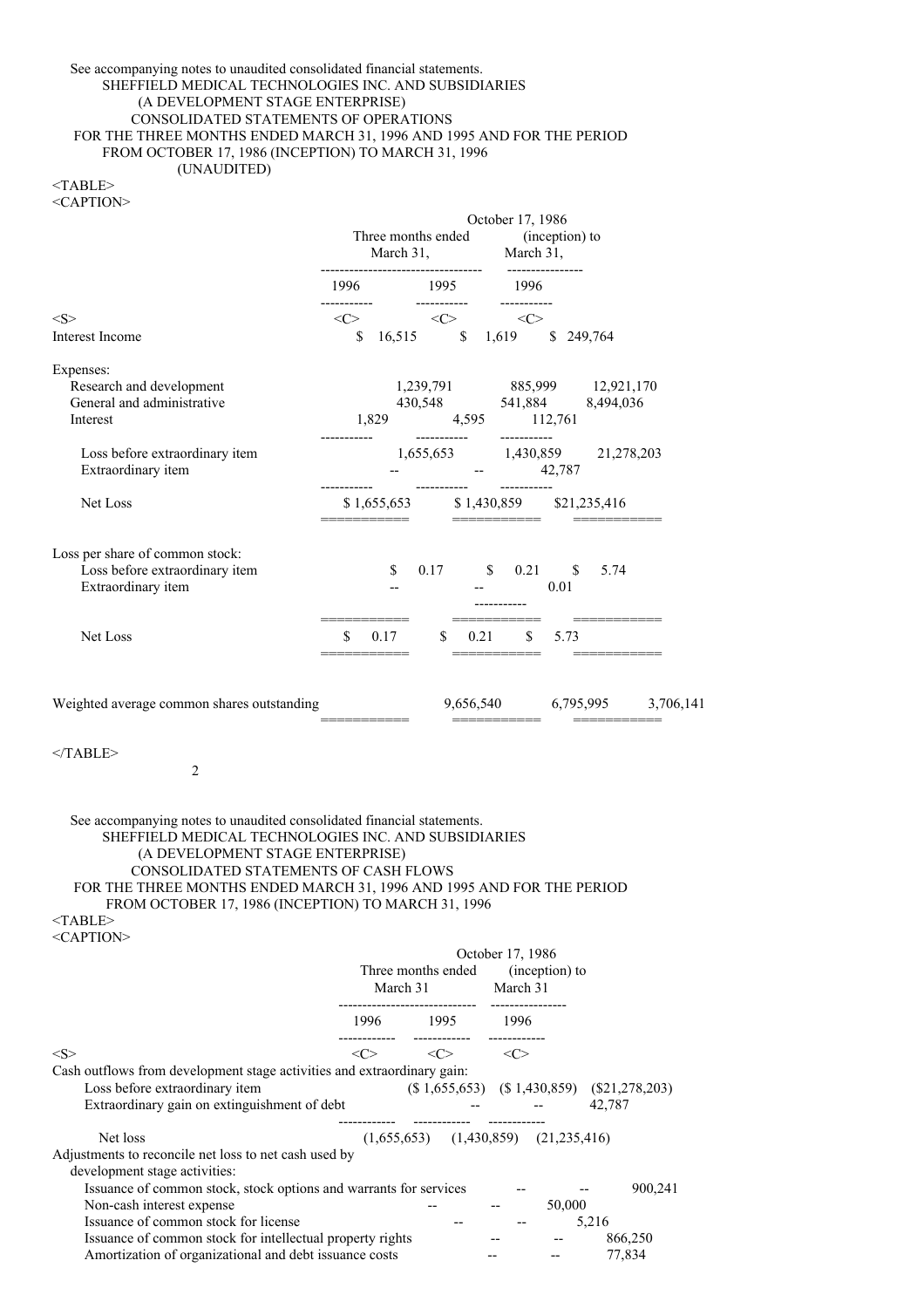See accompanying notes to unaudited consolidated financial statements.

SHEFFIELD MEDICAL TECHNOLOGIES INC. AND SUBSIDIARIES
(A DEVELOPMENT STAGE ENTERPRISE)
CONSOLIDATED STATEMENTS OF OPERATIONS
FOR THE THREE MONTHS ENDED MARCH 31, 1996 AND 1995 AND FOR THE PERIOD FROM OCTOBER 17, 1986 (INCEPTION) TO MARCH 31, 1996
(UNAUDITED)

| | Three months ended March 31, | | October 17, 1986 (inception) to March 31, |
|---|---|---|---|
| | 1996 | 1995 | 1996 |
| Interest Income | $ 16,515 | $ 1,619 | $ 249,764 |
| Expenses: | | | |
| Research and development | 1,239,791 | 885,999 | 12,921,170 |
| General and administrative | 430,548 | 541,884 | 8,494,036 |
| Interest | 1,829 | 4,595 | 112,761 |
| Loss before extraordinary item | 1,655,653 | 1,430,859 | 21,278,203 |
| Extraordinary item | -- | -- | 42,787 |
| Net Loss | $ 1,655,653 | $ 1,430,859 | $21,235,416 |
| Loss per share of common stock: | | | |
| Loss before extraordinary item | $ 0.17 | $ 0.21 | $ 5.74 |
| Extraordinary item | -- | -- | 0.01 |
| Net Loss | $ 0.17 | $ 0.21 | $ 5.73 |
| Weighted average common shares outstanding | 9,656,540 | 6,795,995 | 3,706,141 |

See accompanying notes to unaudited consolidated financial statements.

SHEFFIELD MEDICAL TECHNOLOGIES INC. AND SUBSIDIARIES
(A DEVELOPMENT STAGE ENTERPRISE)
CONSOLIDATED STATEMENTS OF CASH FLOWS
FOR THE THREE MONTHS ENDED MARCH 31, 1996 AND 1995 AND FOR THE PERIOD FROM OCTOBER 17, 1986 (INCEPTION) TO MARCH 31, 1996

| | Three months ended March 31 | | October 17, 1986 (inception) to March 31 |
|---|---|---|---|
| | 1996 | 1995 | 1996 |
| Cash outflows from development stage activities and extraordinary gain: | | | |
| Loss before extraordinary item | ($ 1,655,653) | ($ 1,430,859) | ($21,278,203) |
| Extraordinary gain on extinguishment of debt | -- | -- | 42,787 |
| Net loss | (1,655,653) | (1,430,859) | (21,235,416) |
| Adjustments to reconcile net loss to net cash used by development stage activities: | | | |
| Issuance of common stock, stock options and warrants for services | -- | -- | 900,241 |
| Non-cash interest expense | -- | -- | 50,000 |
| Issuance of common stock for license | -- | -- | 5,216 |
| Issuance of common stock for intellectual property rights | -- | -- | 866,250 |
| Amortization of organizational and debt issuance costs | -- | -- | 77,834 |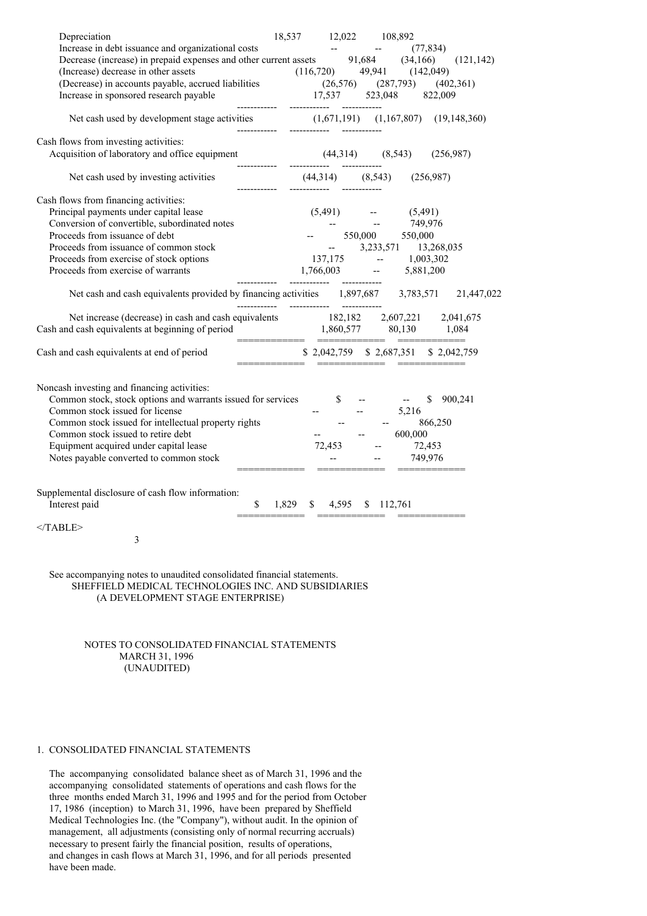| | | | |
|---|---|---|---|
| Depreciation | 18,537 | 12,022 | 108,892 |
| Increase in debt issuance and organizational costs | -- | -- | (77,834) |
| Decrease (increase) in prepaid expenses and other current assets | 91,684 | (34,166) | (121,142) |
| (Increase) decrease in other assets | (116,720) | 49,941 | (142,049) |
| (Decrease) in accounts payable, accrued liabilities | (26,576) | (287,793) | (402,361) |
| Increase in sponsored research payable | 17,537 | 523,048 | 822,009 |
| Net cash used by development stage activities | (1,671,191) | (1,167,807) | (19,148,360) |
| Cash flows from investing activities: | | | |
| Acquisition of laboratory and office equipment | (44,314) | (8,543) | (256,987) |
| Net cash used by investing activities | (44,314) | (8,543) | (256,987) |
| Cash flows from financing activities: | | | |
| Principal payments under capital lease | (5,491) | -- | (5,491) |
| Conversion of convertible, subordinated notes | -- | -- | 749,976 |
| Proceeds from issuance of debt | -- | 550,000 | 550,000 |
| Proceeds from issuance of common stock | -- | 3,233,571 | 13,268,035 |
| Proceeds from exercise of stock options | 137,175 | -- | 1,003,302 |
| Proceeds from exercise of warrants | 1,766,003 | -- | 5,881,200 |
| Net cash and cash equivalents provided by financing activities | 1,897,687 | 3,783,571 | 21,447,022 |
| Net increase (decrease) in cash and cash equivalents | 182,182 | 2,607,221 | 2,041,675 |
| Cash and cash equivalents at beginning of period | 1,860,577 | 80,130 | 1,084 |
| Cash and cash equivalents at end of period | $ 2,042,759 | $ 2,687,351 | $ 2,042,759 |
| Noncash investing and financing activities: | | | |
| Common stock, stock options and warrants issued for services | $ -- | -- | $ 900,241 |
| Common stock issued for license | -- | -- | 5,216 |
| Common stock issued for intellectual property rights | -- | -- | 866,250 |
| Common stock issued to retire debt | -- | -- | 600,000 |
| Equipment acquired under capital lease | 72,453 | -- | 72,453 |
| Notes payable converted to common stock | -- | -- | 749,976 |
| Supplemental disclosure of cash flow information: | | | |
| Interest paid | $ 1,829 | $ 4,595 | $ 112,761 |

See accompanying notes to unaudited consolidated financial statements.

SHEFFIELD MEDICAL TECHNOLOGIES INC. AND SUBSIDIARIES
(A DEVELOPMENT STAGE ENTERPRISE)

NOTES TO CONSOLIDATED FINANCIAL STATEMENTS
MARCH 31, 1996
(UNAUDITED)

1. CONSOLIDATED FINANCIAL STATEMENTS

The accompanying consolidated balance sheet as of March 31, 1996 and the accompanying consolidated statements of operations and cash flows for the three months ended March 31, 1996 and 1995 and for the period from October 17, 1986 (inception) to March 31, 1996, have been prepared by Sheffield Medical Technologies Inc. (the "Company"), without audit. In the opinion of management, all adjustments (consisting only of normal recurring accruals) necessary to present fairly the financial position, results of operations, and changes in cash flows at March 31, 1996, and for all periods presented have been made.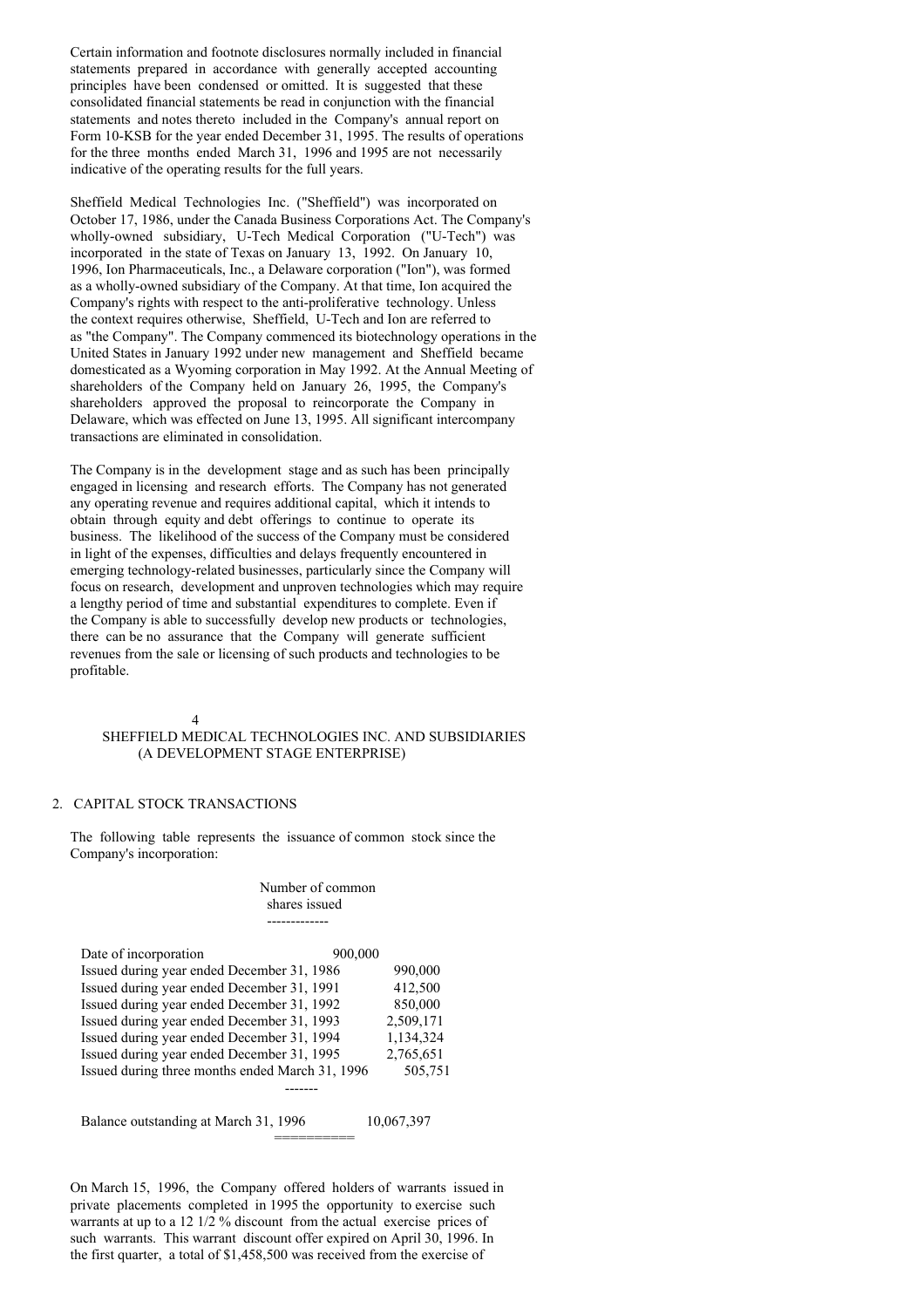Certain information and footnote disclosures normally included in financial statements prepared in accordance with generally accepted accounting principles have been condensed or omitted. It is suggested that these consolidated financial statements be read in conjunction with the financial statements and notes thereto included in the Company's annual report on Form 10-KSB for the year ended December 31, 1995. The results of operations for the three months ended March 31, 1996 and 1995 are not necessarily indicative of the operating results for the full years.

Sheffield Medical Technologies Inc. ("Sheffield") was incorporated on October 17, 1986, under the Canada Business Corporations Act. The Company's wholly-owned subsidiary, U-Tech Medical Corporation ("U-Tech") was incorporated in the state of Texas on January 13, 1992. On January 10, 1996, Ion Pharmaceuticals, Inc., a Delaware corporation ("Ion"), was formed as a wholly-owned subsidiary of the Company. At that time, Ion acquired the Company's rights with respect to the anti-proliferative technology. Unless the context requires otherwise, Sheffield, U-Tech and Ion are referred to as "the Company". The Company commenced its biotechnology operations in the United States in January 1992 under new management and Sheffield became domesticated as a Wyoming corporation in May 1992. At the Annual Meeting of shareholders of the Company held on January 26, 1995, the Company's shareholders approved the proposal to reincorporate the Company in Delaware, which was effected on June 13, 1995. All significant intercompany transactions are eliminated in consolidation.

The Company is in the development stage and as such has been principally engaged in licensing and research efforts. The Company has not generated any operating revenue and requires additional capital, which it intends to obtain through equity and debt offerings to continue to operate its business. The likelihood of the success of the Company must be considered in light of the expenses, difficulties and delays frequently encountered in emerging technology-related businesses, particularly since the Company will focus on research, development and unproven technologies which may require a lengthy period of time and substantial expenditures to complete. Even if the Company is able to successfully develop new products or technologies, there can be no assurance that the Company will generate sufficient revenues from the sale or licensing of such products and technologies to be profitable.

SHEFFIELD MEDICAL TECHNOLOGIES INC. AND SUBSIDIARIES
(A DEVELOPMENT STAGE ENTERPRISE)

## 2. CAPITAL STOCK TRANSACTIONS

The following table represents the issuance of common stock since the Company's incorporation:

| | Number of common shares issued |
|---|---|
| Date of incorporation | 900,000 |
| Issued during year ended December 31, 1986 | 990,000 |
| Issued during year ended December 31, 1991 | 412,500 |
| Issued during year ended December 31, 1992 | 850,000 |
| Issued during year ended December 31, 1993 | 2,509,171 |
| Issued during year ended December 31, 1994 | 1,134,324 |
| Issued during year ended December 31, 1995 | 2,765,651 |
| Issued during three months ended March 31, 1996 | 505,751 |
| Balance outstanding at March 31, 1996 | 10,067,397 |

On March 15, 1996, the Company offered holders of warrants issued in private placements completed in 1995 the opportunity to exercise such warrants at up to a 12 1/2 % discount from the actual exercise prices of such warrants. This warrant discount offer expired on April 30, 1996. In the first quarter, a total of $1,458,500 was received from the exercise of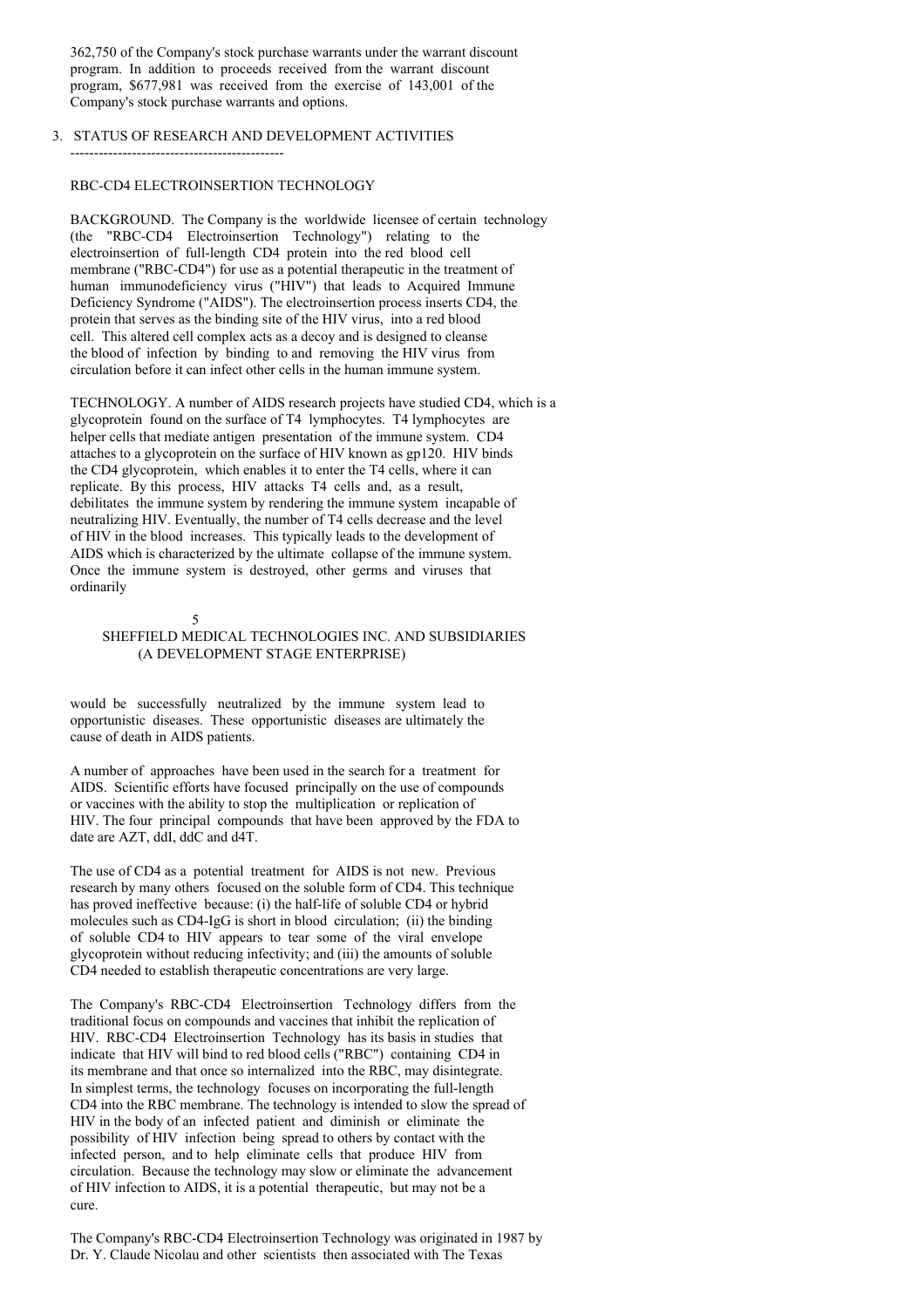362,750 of the Company's stock purchase warrants under the warrant discount program. In addition to proceeds received from the warrant discount program, $677,981 was received from the exercise of 143,001 of the Company's stock purchase warrants and options.

## 3. STATUS OF RESEARCH AND DEVELOPMENT ACTIVITIES

### RBC-CD4 ELECTROINSERTION TECHNOLOGY

BACKGROUND. The Company is the worldwide licensee of certain technology (the "RBC-CD4 Electroinsertion Technology") relating to the electroinsertion of full-length CD4 protein into the red blood cell membrane ("RBC-CD4") for use as a potential therapeutic in the treatment of human immunodeficiency virus ("HIV") that leads to Acquired Immune Deficiency Syndrome ("AIDS"). The electroinsertion process inserts CD4, the protein that serves as the binding site of the HIV virus, into a red blood cell. This altered cell complex acts as a decoy and is designed to cleanse the blood of infection by binding to and removing the HIV virus from circulation before it can infect other cells in the human immune system.

TECHNOLOGY. A number of AIDS research projects have studied CD4, which is a glycoprotein found on the surface of T4 lymphocytes. T4 lymphocytes are helper cells that mediate antigen presentation of the immune system. CD4 attaches to a glycoprotein on the surface of HIV known as gp120. HIV binds the CD4 glycoprotein, which enables it to enter the T4 cells, where it can replicate. By this process, HIV attacks T4 cells and, as a result, debilitates the immune system by rendering the immune system incapable of neutralizing HIV. Eventually, the number of T4 cells decrease and the level of HIV in the blood increases. This typically leads to the development of AIDS which is characterized by the ultimate collapse of the immune system. Once the immune system is destroyed, other germs and viruses that ordinarily would be successfully neutralized by the immune system lead to opportunistic diseases. These opportunistic diseases are ultimately the cause of death in AIDS patients.

A number of approaches have been used in the search for a treatment for AIDS. Scientific efforts have focused principally on the use of compounds or vaccines with the ability to stop the multiplication or replication of HIV. The four principal compounds that have been approved by the FDA to date are AZT, ddI, ddC and d4T.

The use of CD4 as a potential treatment for AIDS is not new. Previous research by many others focused on the soluble form of CD4. This technique has proved ineffective because: (i) the half-life of soluble CD4 or hybrid molecules such as CD4-IgG is short in blood circulation; (ii) the binding of soluble CD4 to HIV appears to tear some of the viral envelope glycoprotein without reducing infectivity; and (iii) the amounts of soluble CD4 needed to establish therapeutic concentrations are very large.

The Company's RBC-CD4 Electroinsertion Technology differs from the traditional focus on compounds and vaccines that inhibit the replication of HIV. RBC-CD4 Electroinsertion Technology has its basis in studies that indicate that HIV will bind to red blood cells ("RBC") containing CD4 in its membrane and that once so internalized into the RBC, may disintegrate. In simplest terms, the technology focuses on incorporating the full-length CD4 into the RBC membrane. The technology is intended to slow the spread of HIV in the body of an infected patient and diminish or eliminate the possibility of HIV infection being spread to others by contact with the infected person, and to help eliminate cells that produce HIV from circulation. Because the technology may slow or eliminate the advancement of HIV infection to AIDS, it is a potential therapeutic, but may not be a cure.

The Company's RBC-CD4 Electroinsertion Technology was originated in 1987 by Dr. Y. Claude Nicolau and other scientists then associated with The Texas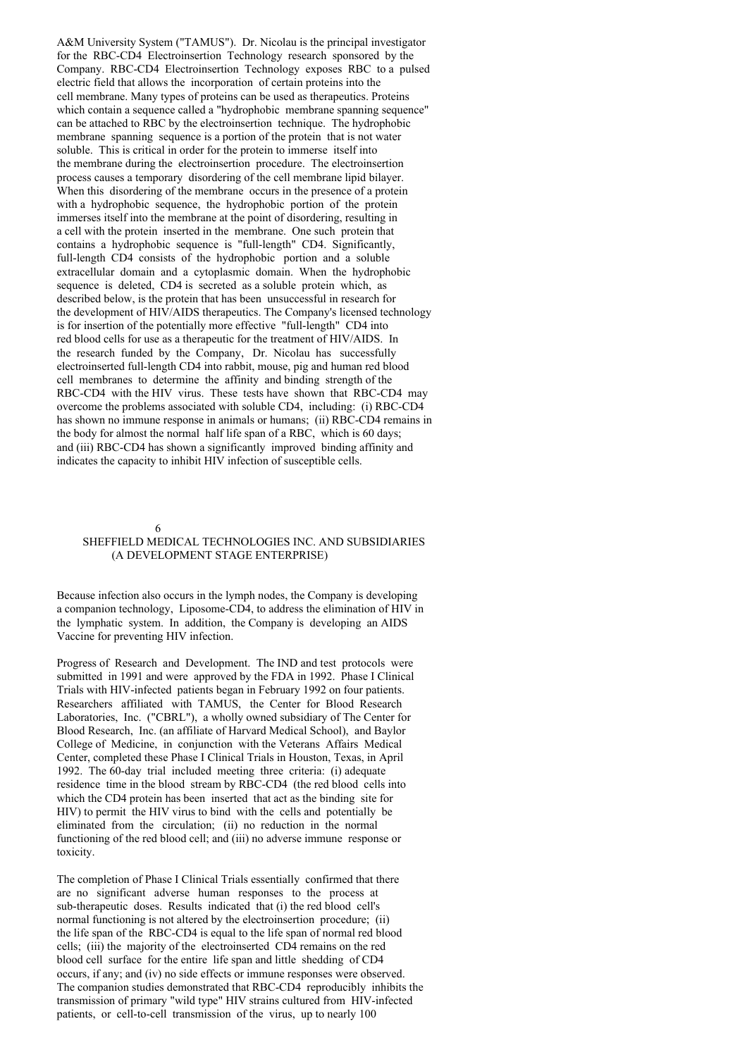A&M University System ("TAMUS"). Dr. Nicolau is the principal investigator for the RBC-CD4 Electroinsertion Technology research sponsored by the Company. RBC-CD4 Electroinsertion Technology exposes RBC to a pulsed electric field that allows the incorporation of certain proteins into the cell membrane. Many types of proteins can be used as therapeutics. Proteins which contain a sequence called a "hydrophobic membrane spanning sequence" can be attached to RBC by the electroinsertion technique. The hydrophobic membrane spanning sequence is a portion of the protein that is not water soluble. This is critical in order for the protein to immerse itself into the membrane during the electroinsertion procedure. The electroinsertion process causes a temporary disordering of the cell membrane lipid bilayer. When this disordering of the membrane occurs in the presence of a protein with a hydrophobic sequence, the hydrophobic portion of the protein immerses itself into the membrane at the point of disordering, resulting in a cell with the protein inserted in the membrane. One such protein that contains a hydrophobic sequence is "full-length" CD4. Significantly, full-length CD4 consists of the hydrophobic portion and a soluble extracellular domain and a cytoplasmic domain. When the hydrophobic sequence is deleted, CD4 is secreted as a soluble protein which, as described below, is the protein that has been unsuccessful in research for the development of HIV/AIDS therapeutics. The Company's licensed technology is for insertion of the potentially more effective "full-length" CD4 into red blood cells for use as a therapeutic for the treatment of HIV/AIDS. In the research funded by the Company, Dr. Nicolau has successfully electroinserted full-length CD4 into rabbit, mouse, pig and human red blood cell membranes to determine the affinity and binding strength of the RBC-CD4 with the HIV virus. These tests have shown that RBC-CD4 may overcome the problems associated with soluble CD4, including: (i) RBC-CD4 has shown no immune response in animals or humans; (ii) RBC-CD4 remains in the body for almost the normal half life span of a RBC, which is 60 days; and (iii) RBC-CD4 has shown a significantly improved binding affinity and indicates the capacity to inhibit HIV infection of susceptible cells.

Because infection also occurs in the lymph nodes, the Company is developing a companion technology, Liposome-CD4, to address the elimination of HIV in the lymphatic system. In addition, the Company is developing an AIDS Vaccine for preventing HIV infection.

Progress of Research and Development. The IND and test protocols were submitted in 1991 and were approved by the FDA in 1992. Phase I Clinical Trials with HIV-infected patients began in February 1992 on four patients. Researchers affiliated with TAMUS, the Center for Blood Research Laboratories, Inc. ("CBRL"), a wholly owned subsidiary of The Center for Blood Research, Inc. (an affiliate of Harvard Medical School), and Baylor College of Medicine, in conjunction with the Veterans Affairs Medical Center, completed these Phase I Clinical Trials in Houston, Texas, in April 1992. The 60-day trial included meeting three criteria: (i) adequate residence time in the blood stream by RBC-CD4 (the red blood cells into which the CD4 protein has been inserted that act as the binding site for HIV) to permit the HIV virus to bind with the cells and potentially be eliminated from the circulation; (ii) no reduction in the normal functioning of the red blood cell; and (iii) no adverse immune response or toxicity.

The completion of Phase I Clinical Trials essentially confirmed that there are no significant adverse human responses to the process at sub-therapeutic doses. Results indicated that (i) the red blood cell's normal functioning is not altered by the electroinsertion procedure; (ii) the life span of the RBC-CD4 is equal to the life span of normal red blood cells; (iii) the majority of the electroinserted CD4 remains on the red blood cell surface for the entire life span and little shedding of CD4 occurs, if any; and (iv) no side effects or immune responses were observed. The companion studies demonstrated that RBC-CD4 reproducibly inhibits the transmission of primary "wild type" HIV strains cultured from HIV-infected patients, or cell-to-cell transmission of the virus, up to nearly 100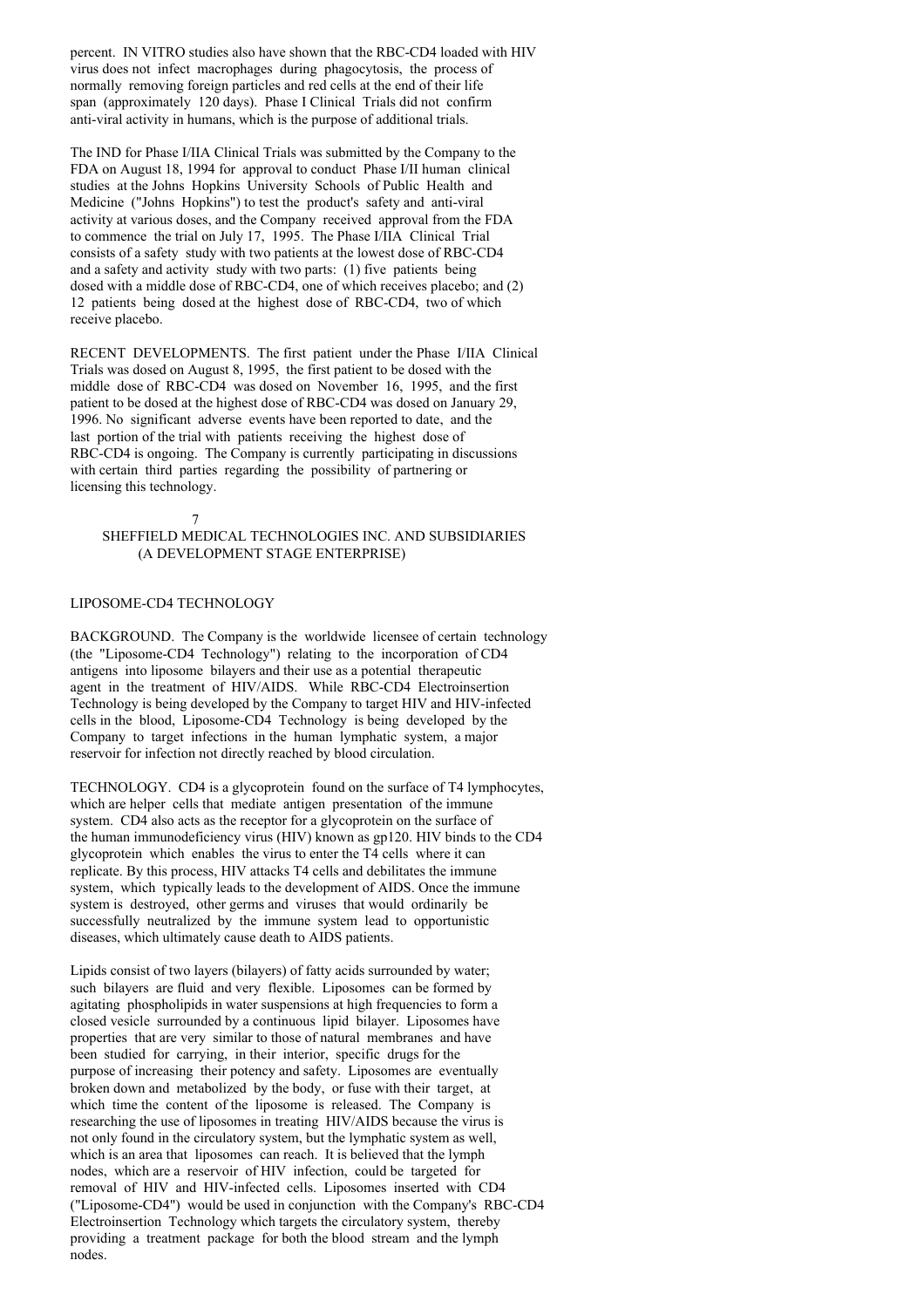percent. IN VITRO studies also have shown that the RBC-CD4 loaded with HIV virus does not infect macrophages during phagocytosis, the process of normally removing foreign particles and red cells at the end of their life span (approximately 120 days). Phase I Clinical Trials did not confirm anti-viral activity in humans, which is the purpose of additional trials.

The IND for Phase I/IIA Clinical Trials was submitted by the Company to the FDA on August 18, 1994 for approval to conduct Phase I/II human clinical studies at the Johns Hopkins University Schools of Public Health and Medicine ("Johns Hopkins") to test the product's safety and anti-viral activity at various doses, and the Company received approval from the FDA to commence the trial on July 17, 1995. The Phase I/IIA Clinical Trial consists of a safety study with two patients at the lowest dose of RBC-CD4 and a safety and activity study with two parts: (1) five patients being dosed with a middle dose of RBC-CD4, one of which receives placebo; and (2) 12 patients being dosed at the highest dose of RBC-CD4, two of which receive placebo.

RECENT DEVELOPMENTS. The first patient under the Phase I/IIA Clinical Trials was dosed on August 8, 1995, the first patient to be dosed with the middle dose of RBC-CD4 was dosed on November 16, 1995, and the first patient to be dosed at the highest dose of RBC-CD4 was dosed on January 29, 1996. No significant adverse events have been reported to date, and the last portion of the trial with patients receiving the highest dose of RBC-CD4 is ongoing. The Company is currently participating in discussions with certain third parties regarding the possibility of partnering or licensing this technology.

## LIPOSOME-CD4 TECHNOLOGY

BACKGROUND. The Company is the worldwide licensee of certain technology (the "Liposome-CD4 Technology") relating to the incorporation of CD4 antigens into liposome bilayers and their use as a potential therapeutic agent in the treatment of HIV/AIDS. While RBC-CD4 Electroinsertion Technology is being developed by the Company to target HIV and HIV-infected cells in the blood, Liposome-CD4 Technology is being developed by the Company to target infections in the human lymphatic system, a major reservoir for infection not directly reached by blood circulation.

TECHNOLOGY. CD4 is a glycoprotein found on the surface of T4 lymphocytes, which are helper cells that mediate antigen presentation of the immune system. CD4 also acts as the receptor for a glycoprotein on the surface of the human immunodeficiency virus (HIV) known as gp120. HIV binds to the CD4 glycoprotein which enables the virus to enter the T4 cells where it can replicate. By this process, HIV attacks T4 cells and debilitates the immune system, which typically leads to the development of AIDS. Once the immune system is destroyed, other germs and viruses that would ordinarily be successfully neutralized by the immune system lead to opportunistic diseases, which ultimately cause death to AIDS patients.

Lipids consist of two layers (bilayers) of fatty acids surrounded by water; such bilayers are fluid and very flexible. Liposomes can be formed by agitating phospholipids in water suspensions at high frequencies to form a closed vesicle surrounded by a continuous lipid bilayer. Liposomes have properties that are very similar to those of natural membranes and have been studied for carrying, in their interior, specific drugs for the purpose of increasing their potency and safety. Liposomes are eventually broken down and metabolized by the body, or fuse with their target, at which time the content of the liposome is released. The Company is researching the use of liposomes in treating HIV/AIDS because the virus is not only found in the circulatory system, but the lymphatic system as well, which is an area that liposomes can reach. It is believed that the lymph nodes, which are a reservoir of HIV infection, could be targeted for removal of HIV and HIV-infected cells. Liposomes inserted with CD4 ("Liposome-CD4") would be used in conjunction with the Company's RBC-CD4 Electroinsertion Technology which targets the circulatory system, thereby providing a treatment package for both the blood stream and the lymph nodes.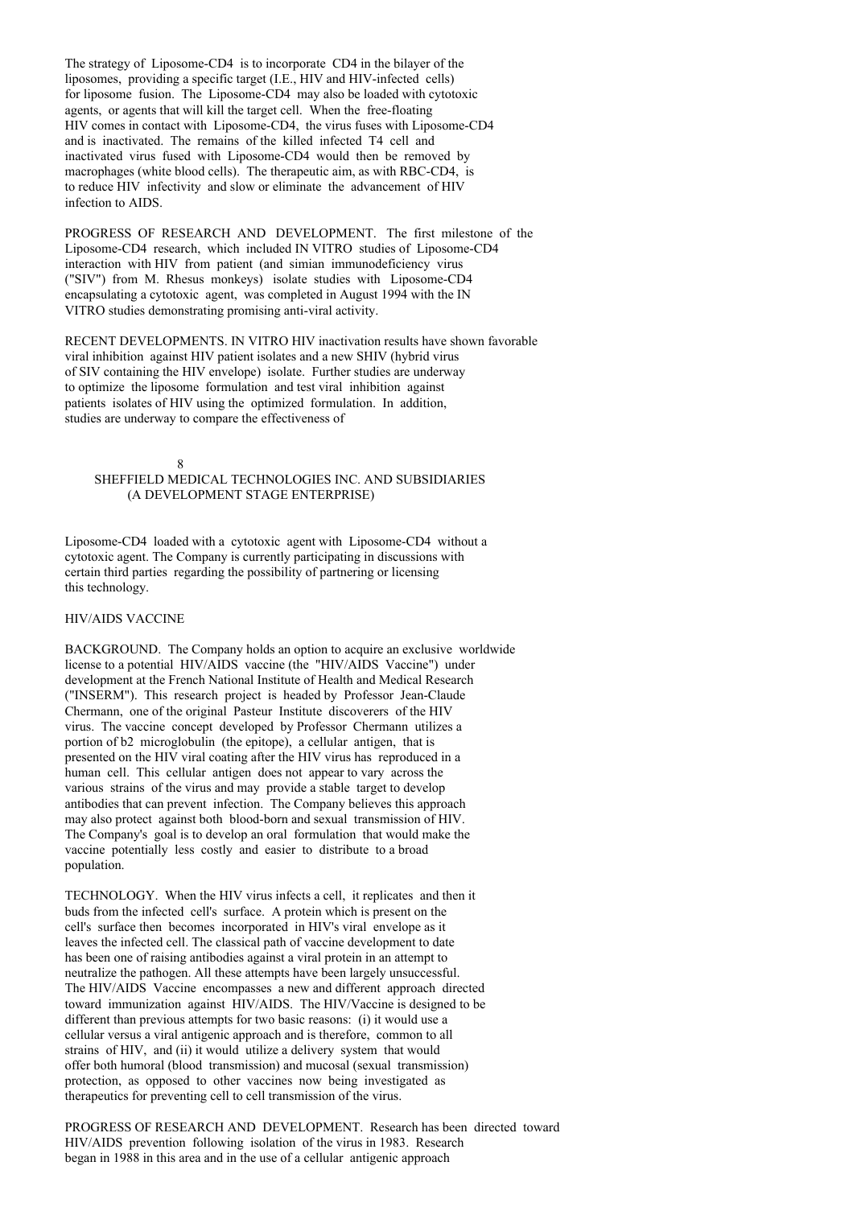The strategy of Liposome-CD4 is to incorporate CD4 in the bilayer of the liposomes, providing a specific target (I.E., HIV and HIV-infected cells) for liposome fusion. The Liposome-CD4 may also be loaded with cytotoxic agents, or agents that will kill the target cell. When the free-floating HIV comes in contact with Liposome-CD4, the virus fuses with Liposome-CD4 and is inactivated. The remains of the killed infected T4 cell and inactivated virus fused with Liposome-CD4 would then be removed by macrophages (white blood cells). The therapeutic aim, as with RBC-CD4, is to reduce HIV infectivity and slow or eliminate the advancement of HIV infection to AIDS.

PROGRESS OF RESEARCH AND DEVELOPMENT. The first milestone of the Liposome-CD4 research, which included IN VITRO studies of Liposome-CD4 interaction with HIV from patient (and simian immunodeficiency virus ("SIV") from M. Rhesus monkeys) isolate studies with Liposome-CD4 encapsulating a cytotoxic agent, was completed in August 1994 with the IN VITRO studies demonstrating promising anti-viral activity.

RECENT DEVELOPMENTS. IN VITRO HIV inactivation results have shown favorable viral inhibition against HIV patient isolates and a new SHIV (hybrid virus of SIV containing the HIV envelope) isolate. Further studies are underway to optimize the liposome formulation and test viral inhibition against patients isolates of HIV using the optimized formulation. In addition, studies are underway to compare the effectiveness of Liposome-CD4 loaded with a cytotoxic agent with Liposome-CD4 without a cytotoxic agent. The Company is currently participating in discussions with certain third parties regarding the possibility of partnering or licensing this technology.

HIV/AIDS VACCINE

BACKGROUND. The Company holds an option to acquire an exclusive worldwide license to a potential HIV/AIDS vaccine (the "HIV/AIDS Vaccine") under development at the French National Institute of Health and Medical Research ("INSERM"). This research project is headed by Professor Jean-Claude Chermann, one of the original Pasteur Institute discoverers of the HIV virus. The vaccine concept developed by Professor Chermann utilizes a portion of b2 microglobulin (the epitope), a cellular antigen, that is presented on the HIV viral coating after the HIV virus has reproduced in a human cell. This cellular antigen does not appear to vary across the various strains of the virus and may provide a stable target to develop antibodies that can prevent infection. The Company believes this approach may also protect against both blood-born and sexual transmission of HIV. The Company's goal is to develop an oral formulation that would make the vaccine potentially less costly and easier to distribute to a broad population.

TECHNOLOGY. When the HIV virus infects a cell, it replicates and then it buds from the infected cell's surface. A protein which is present on the cell's surface then becomes incorporated in HIV's viral envelope as it leaves the infected cell. The classical path of vaccine development to date has been one of raising antibodies against a viral protein in an attempt to neutralize the pathogen. All these attempts have been largely unsuccessful. The HIV/AIDS Vaccine encompasses a new and different approach directed toward immunization against HIV/AIDS. The HIV/Vaccine is designed to be different than previous attempts for two basic reasons: (i) it would use a cellular versus a viral antigenic approach and is therefore, common to all strains of HIV, and (ii) it would utilize a delivery system that would offer both humoral (blood transmission) and mucosal (sexual transmission) protection, as opposed to other vaccines now being investigated as therapeutics for preventing cell to cell transmission of the virus.

PROGRESS OF RESEARCH AND DEVELOPMENT. Research has been directed toward HIV/AIDS prevention following isolation of the virus in 1983. Research began in 1988 in this area and in the use of a cellular antigenic approach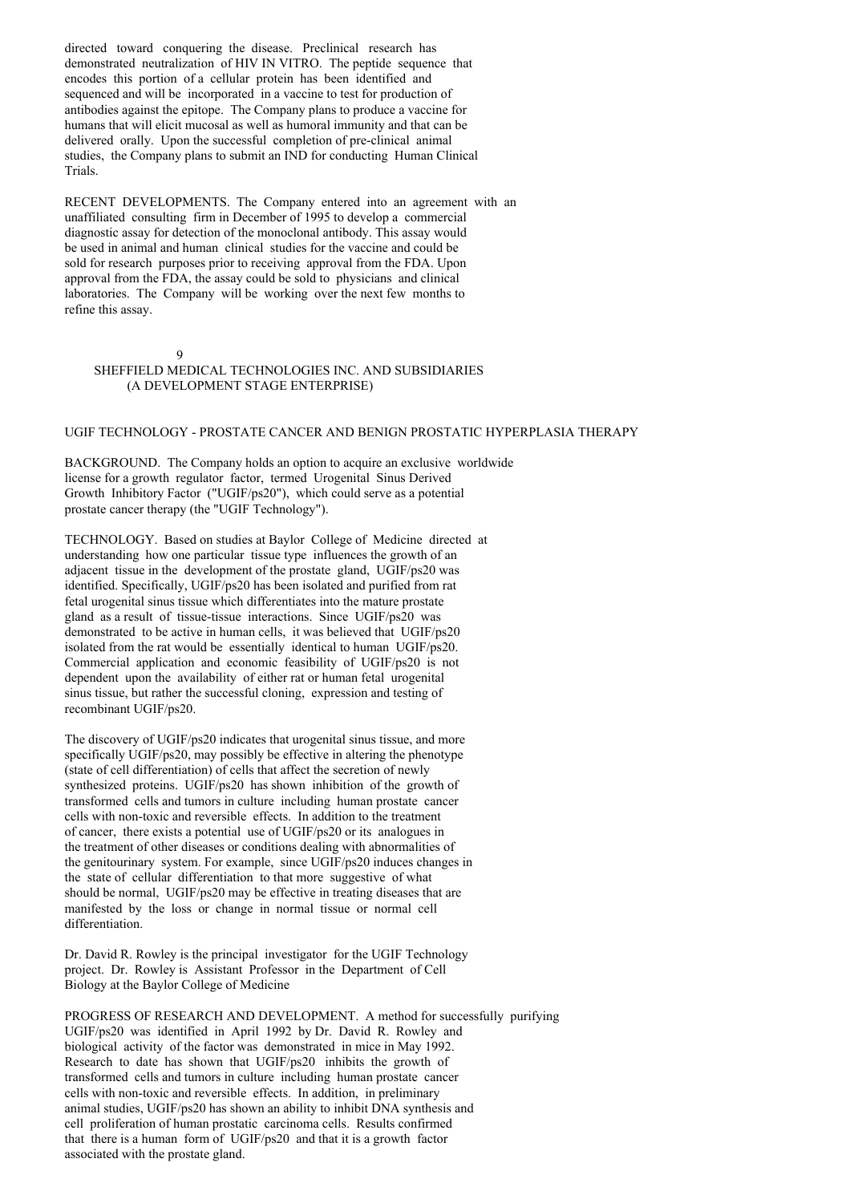directed toward conquering the disease. Preclinical research has demonstrated neutralization of HIV IN VITRO. The peptide sequence that encodes this portion of a cellular protein has been identified and sequenced and will be incorporated in a vaccine to test for production of antibodies against the epitope. The Company plans to produce a vaccine for humans that will elicit mucosal as well as humoral immunity and that can be delivered orally. Upon the successful completion of pre-clinical animal studies, the Company plans to submit an IND for conducting Human Clinical Trials.

RECENT DEVELOPMENTS. The Company entered into an agreement with an unaffiliated consulting firm in December of 1995 to develop a commercial diagnostic assay for detection of the monoclonal antibody. This assay would be used in animal and human clinical studies for the vaccine and could be sold for research purposes prior to receiving approval from the FDA. Upon approval from the FDA, the assay could be sold to physicians and clinical laboratories. The Company will be working over the next few months to refine this assay.

SHEFFIELD MEDICAL TECHNOLOGIES INC. AND SUBSIDIARIES
(A DEVELOPMENT STAGE ENTERPRISE)

UGIF TECHNOLOGY - PROSTATE CANCER AND BENIGN PROSTATIC HYPERPLASIA THERAPY

BACKGROUND. The Company holds an option to acquire an exclusive worldwide license for a growth regulator factor, termed Urogenital Sinus Derived Growth Inhibitory Factor ("UGIF/ps20"), which could serve as a potential prostate cancer therapy (the "UGIF Technology").

TECHNOLOGY. Based on studies at Baylor College of Medicine directed at understanding how one particular tissue type influences the growth of an adjacent tissue in the development of the prostate gland, UGIF/ps20 was identified. Specifically, UGIF/ps20 has been isolated and purified from rat fetal urogenital sinus tissue which differentiates into the mature prostate gland as a result of tissue-tissue interactions. Since UGIF/ps20 was demonstrated to be active in human cells, it was believed that UGIF/ps20 isolated from the rat would be essentially identical to human UGIF/ps20. Commercial application and economic feasibility of UGIF/ps20 is not dependent upon the availability of either rat or human fetal urogenital sinus tissue, but rather the successful cloning, expression and testing of recombinant UGIF/ps20.

The discovery of UGIF/ps20 indicates that urogenital sinus tissue, and more specifically UGIF/ps20, may possibly be effective in altering the phenotype (state of cell differentiation) of cells that affect the secretion of newly synthesized proteins. UGIF/ps20 has shown inhibition of the growth of transformed cells and tumors in culture including human prostate cancer cells with non-toxic and reversible effects. In addition to the treatment of cancer, there exists a potential use of UGIF/ps20 or its analogues in the treatment of other diseases or conditions dealing with abnormalities of the genitourinary system. For example, since UGIF/ps20 induces changes in the state of cellular differentiation to that more suggestive of what should be normal, UGIF/ps20 may be effective in treating diseases that are manifested by the loss or change in normal tissue or normal cell differentiation.

Dr. David R. Rowley is the principal investigator for the UGIF Technology project. Dr. Rowley is Assistant Professor in the Department of Cell Biology at the Baylor College of Medicine

PROGRESS OF RESEARCH AND DEVELOPMENT. A method for successfully purifying UGIF/ps20 was identified in April 1992 by Dr. David R. Rowley and biological activity of the factor was demonstrated in mice in May 1992. Research to date has shown that UGIF/ps20 inhibits the growth of transformed cells and tumors in culture including human prostate cancer cells with non-toxic and reversible effects. In addition, in preliminary animal studies, UGIF/ps20 has shown an ability to inhibit DNA synthesis and cell proliferation of human prostatic carcinoma cells. Results confirmed that there is a human form of UGIF/ps20 and that it is a growth factor associated with the prostate gland.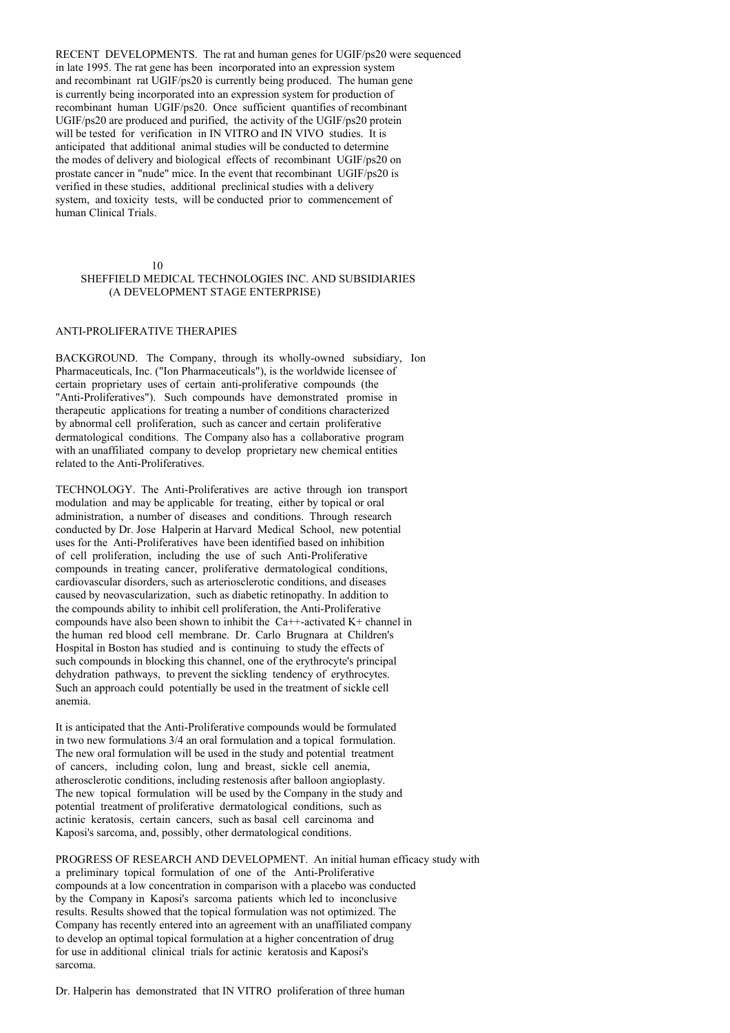RECENT DEVELOPMENTS. The rat and human genes for UGIF/ps20 were sequenced in late 1995. The rat gene has been incorporated into an expression system and recombinant rat UGIF/ps20 is currently being produced. The human gene is currently being incorporated into an expression system for production of recombinant human UGIF/ps20. Once sufficient quantifies of recombinant UGIF/ps20 are produced and purified, the activity of the UGIF/ps20 protein will be tested for verification in IN VITRO and IN VIVO studies. It is anticipated that additional animal studies will be conducted to determine the modes of delivery and biological effects of recombinant UGIF/ps20 on prostate cancer in "nude" mice. In the event that recombinant UGIF/ps20 is verified in these studies, additional preclinical studies with a delivery system, and toxicity tests, will be conducted prior to commencement of human Clinical Trials.

SHEFFIELD MEDICAL TECHNOLOGIES INC. AND SUBSIDIARIES
(A DEVELOPMENT STAGE ENTERPRISE)

ANTI-PROLIFERATIVE THERAPIES

BACKGROUND. The Company, through its wholly-owned subsidiary, Ion Pharmaceuticals, Inc. ("Ion Pharmaceuticals"), is the worldwide licensee of certain proprietary uses of certain anti-proliferative compounds (the "Anti-Proliferatives"). Such compounds have demonstrated promise in therapeutic applications for treating a number of conditions characterized by abnormal cell proliferation, such as cancer and certain proliferative dermatological conditions. The Company also has a collaborative program with an unaffiliated company to develop proprietary new chemical entities related to the Anti-Proliferatives.

TECHNOLOGY. The Anti-Proliferatives are active through ion transport modulation and may be applicable for treating, either by topical or oral administration, a number of diseases and conditions. Through research conducted by Dr. Jose Halperin at Harvard Medical School, new potential uses for the Anti-Proliferatives have been identified based on inhibition of cell proliferation, including the use of such Anti-Proliferative compounds in treating cancer, proliferative dermatological conditions, cardiovascular disorders, such as arteriosclerotic conditions, and diseases caused by neovascularization, such as diabetic retinopathy. In addition to the compounds ability to inhibit cell proliferation, the Anti-Proliferative compounds have also been shown to inhibit the $Ca^{++}$-activated $K^+$ channel in the human red blood cell membrane. Dr. Carlo Brugnara at Children's Hospital in Boston has studied and is continuing to study the effects of such compounds in blocking this channel, one of the erythrocyte's principal dehydration pathways, to prevent the sickling tendency of erythrocytes. Such an approach could potentially be used in the treatment of sickle cell anemia.

It is anticipated that the Anti-Proliferative compounds would be formulated in two new formulations 3/4 an oral formulation and a topical formulation. The new oral formulation will be used in the study and potential treatment of cancers, including colon, lung and breast, sickle cell anemia, atherosclerotic conditions, including restenosis after balloon angioplasty. The new topical formulation will be used by the Company in the study and potential treatment of proliferative dermatological conditions, such as actinic keratosis, certain cancers, such as basal cell carcinoma and Kaposi's sarcoma, and, possibly, other dermatological conditions.

PROGRESS OF RESEARCH AND DEVELOPMENT. An initial human efficacy study with a preliminary topical formulation of one of the Anti-Proliferative compounds at a low concentration in comparison with a placebo was conducted by the Company in Kaposi's sarcoma patients which led to inconclusive results. Results showed that the topical formulation was not optimized. The Company has recently entered into an agreement with an unaffiliated company to develop an optimal topical formulation at a higher concentration of drug for use in additional clinical trials for actinic keratosis and Kaposi's sarcoma.

Dr. Halperin has demonstrated that IN VITRO proliferation of three human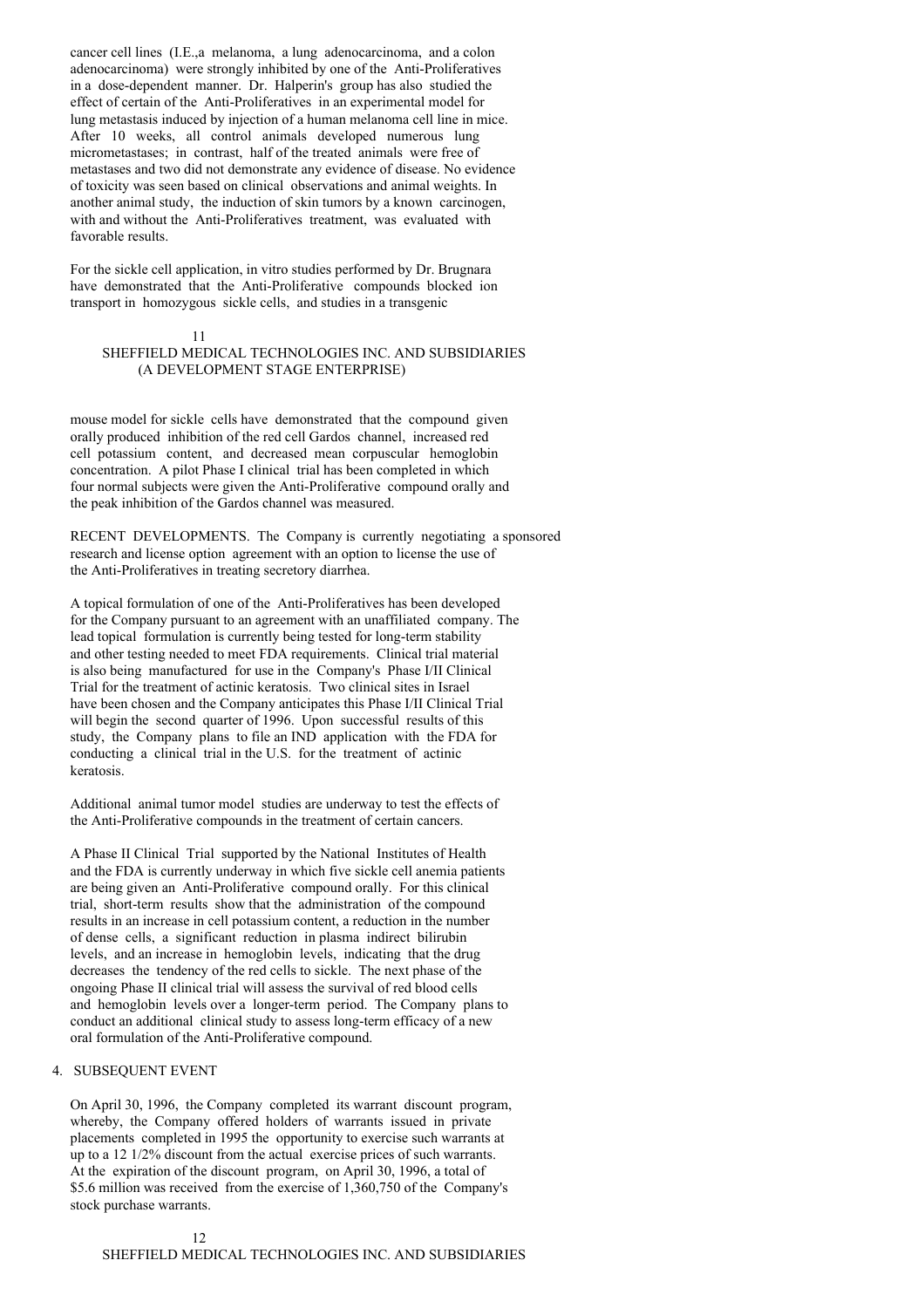cancer cell lines (I.E.,a melanoma, a lung adenocarcinoma, and a colon adenocarcinoma) were strongly inhibited by one of the Anti-Proliferatives in a dose-dependent manner. Dr. Halperin's group has also studied the effect of certain of the Anti-Proliferatives in an experimental model for lung metastasis induced by injection of a human melanoma cell line in mice. After 10 weeks, all control animals developed numerous lung micrometastases; in contrast, half of the treated animals were free of metastases and two did not demonstrate any evidence of disease. No evidence of toxicity was seen based on clinical observations and animal weights. In another animal study, the induction of skin tumors by a known carcinogen, with and without the Anti-Proliferatives treatment, was evaluated with favorable results.

For the sickle cell application, in vitro studies performed by Dr. Brugnara have demonstrated that the Anti-Proliferative compounds blocked ion transport in homozygous sickle cells, and studies in a transgenic mouse model for sickle cells have demonstrated that the compound given orally produced inhibition of the red cell Gardos channel, increased red cell potassium content, and decreased mean corpuscular hemoglobin concentration. A pilot Phase I clinical trial has been completed in which four normal subjects were given the Anti-Proliferative compound orally and the peak inhibition of the Gardos channel was measured.

RECENT DEVELOPMENTS. The Company is currently negotiating a sponsored research and license option agreement with an option to license the use of the Anti-Proliferatives in treating secretory diarrhea.

A topical formulation of one of the Anti-Proliferatives has been developed for the Company pursuant to an agreement with an unaffiliated company. The lead topical formulation is currently being tested for long-term stability and other testing needed to meet FDA requirements. Clinical trial material is also being manufactured for use in the Company's Phase I/II Clinical Trial for the treatment of actinic keratosis. Two clinical sites in Israel have been chosen and the Company anticipates this Phase I/II Clinical Trial will begin the second quarter of 1996. Upon successful results of this study, the Company plans to file an IND application with the FDA for conducting a clinical trial in the U.S. for the treatment of actinic keratosis.

Additional animal tumor model studies are underway to test the effects of the Anti-Proliferative compounds in the treatment of certain cancers.

A Phase II Clinical Trial supported by the National Institutes of Health and the FDA is currently underway in which five sickle cell anemia patients are being given an Anti-Proliferative compound orally. For this clinical trial, short-term results show that the administration of the compound results in an increase in cell potassium content, a reduction in the number of dense cells, a significant reduction in plasma indirect bilirubin levels, and an increase in hemoglobin levels, indicating that the drug decreases the tendency of the red cells to sickle. The next phase of the ongoing Phase II clinical trial will assess the survival of red blood cells and hemoglobin levels over a longer-term period. The Company plans to conduct an additional clinical study to assess long-term efficacy of a new oral formulation of the Anti-Proliferative compound.

## 4. SUBSEQUENT EVENT

On April 30, 1996, the Company completed its warrant discount program, whereby, the Company offered holders of warrants issued in private placements completed in 1995 the opportunity to exercise such warrants at up to a 12 1/2% discount from the actual exercise prices of such warrants. At the expiration of the discount program, on April 30, 1996, a total of $5.6 million was received from the exercise of 1,360,750 of the Company's stock purchase warrants.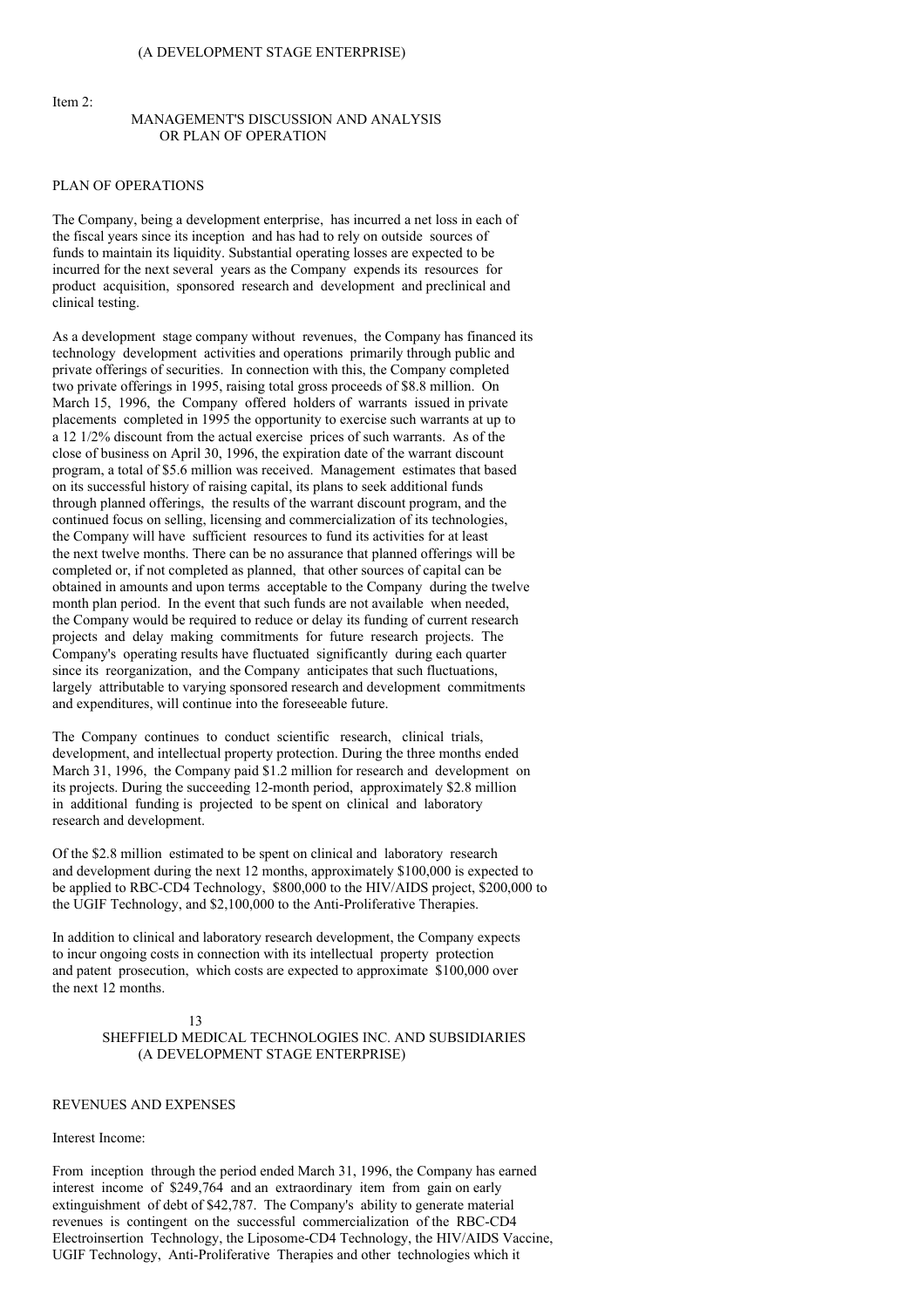Item 2:

## MANAGEMENT'S DISCUSSION AND ANALYSIS OR PLAN OF OPERATION

### PLAN OF OPERATIONS

The Company, being a development enterprise, has incurred a net loss in each of the fiscal years since its inception and has had to rely on outside sources of funds to maintain its liquidity. Substantial operating losses are expected to be incurred for the next several years as the Company expends its resources for product acquisition, sponsored research and development and preclinical and clinical testing.

As a development stage company without revenues, the Company has financed its technology development activities and operations primarily through public and private offerings of securities. In connection with this, the Company completed two private offerings in 1995, raising total gross proceeds of $8.8 million. On March 15, 1996, the Company offered holders of warrants issued in private placements completed in 1995 the opportunity to exercise such warrants at up to a 12 1/2% discount from the actual exercise prices of such warrants. As of the close of business on April 30, 1996, the expiration date of the warrant discount program, a total of $5.6 million was received. Management estimates that based on its successful history of raising capital, its plans to seek additional funds through planned offerings, the results of the warrant discount program, and the continued focus on selling, licensing and commercialization of its technologies, the Company will have sufficient resources to fund its activities for at least the next twelve months. There can be no assurance that planned offerings will be completed or, if not completed as planned, that other sources of capital can be obtained in amounts and upon terms acceptable to the Company during the twelve month plan period. In the event that such funds are not available when needed, the Company would be required to reduce or delay its funding of current research projects and delay making commitments for future research projects. The Company's operating results have fluctuated significantly during each quarter since its reorganization, and the Company anticipates that such fluctuations, largely attributable to varying sponsored research and development commitments and expenditures, will continue into the foreseeable future.

The Company continues to conduct scientific research, clinical trials, development, and intellectual property protection. During the three months ended March 31, 1996, the Company paid $1.2 million for research and development on its projects. During the succeeding 12-month period, approximately $2.8 million in additional funding is projected to be spent on clinical and laboratory research and development.

Of the $2.8 million estimated to be spent on clinical and laboratory research and development during the next 12 months, approximately $100,000 is expected to be applied to RBC-CD4 Technology, $800,000 to the HIV/AIDS project, $200,000 to the UGIF Technology, and $2,100,000 to the Anti-Proliferative Therapies.

In addition to clinical and laboratory research development, the Company expects to incur ongoing costs in connection with its intellectual property protection and patent prosecution, which costs are expected to approximate $100,000 over the next 12 months.

### REVENUES AND EXPENSES

Interest Income:

From inception through the period ended March 31, 1996, the Company has earned interest income of $249,764 and an extraordinary item from gain on early extinguishment of debt of $42,787. The Company's ability to generate material revenues is contingent on the successful commercialization of the RBC-CD4 Electroinsertion Technology, the Liposome-CD4 Technology, the HIV/AIDS Vaccine, UGIF Technology, Anti-Proliferative Therapies and other technologies which it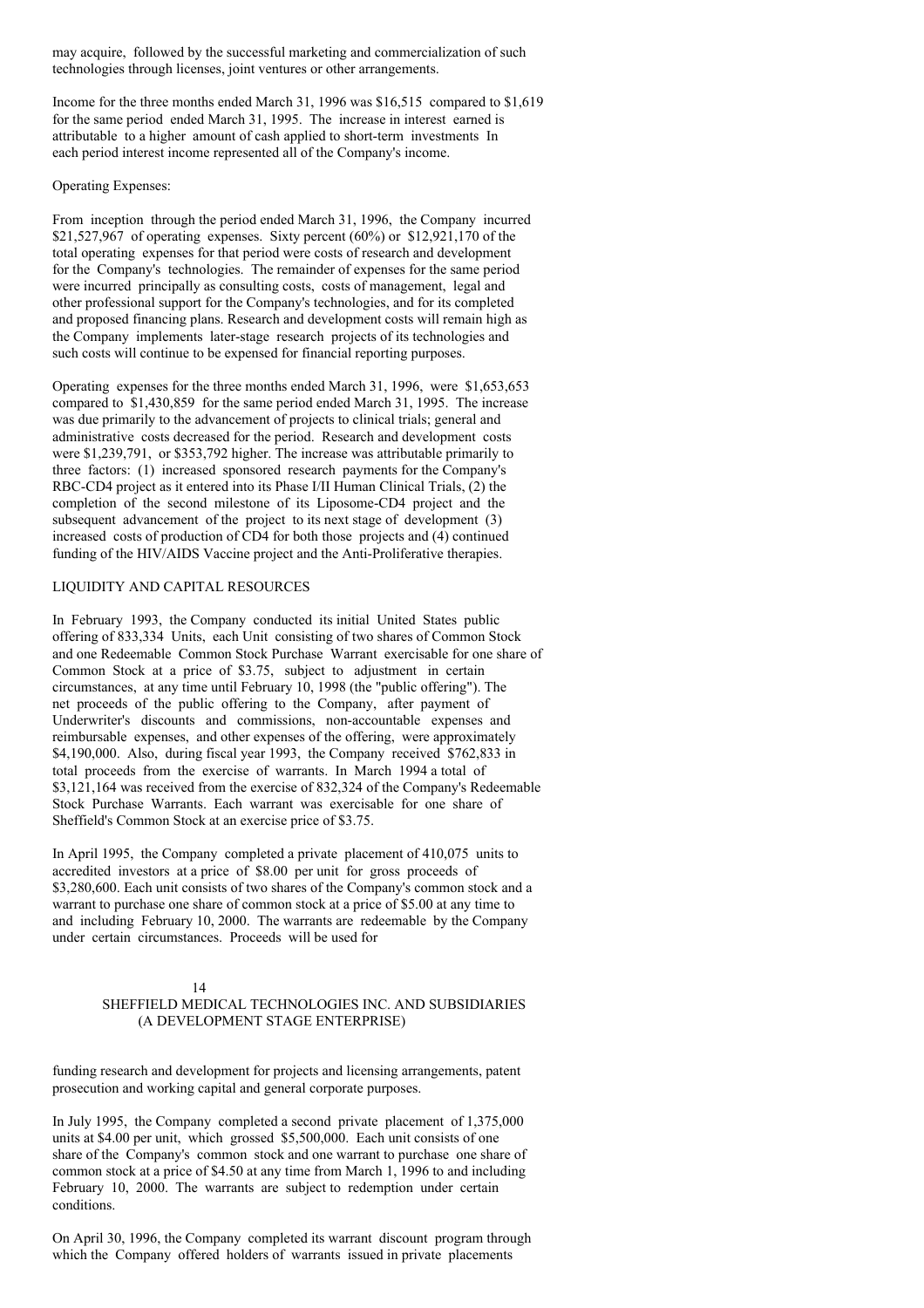may acquire, followed by the successful marketing and commercialization of such technologies through licenses, joint ventures or other arrangements.

Income for the three months ended March 31, 1996 was $16,515 compared to $1,619 for the same period ended March 31, 1995. The increase in interest earned is attributable to a higher amount of cash applied to short-term investments In each period interest income represented all of the Company's income.

Operating Expenses:

From inception through the period ended March 31, 1996, the Company incurred $21,527,967 of operating expenses. Sixty percent (60%) or $12,921,170 of the total operating expenses for that period were costs of research and development for the Company's technologies. The remainder of expenses for the same period were incurred principally as consulting costs, costs of management, legal and other professional support for the Company's technologies, and for its completed and proposed financing plans. Research and development costs will remain high as the Company implements later-stage research projects of its technologies and such costs will continue to be expensed for financial reporting purposes.

Operating expenses for the three months ended March 31, 1996, were $1,653,653 compared to $1,430,859 for the same period ended March 31, 1995. The increase was due primarily to the advancement of projects to clinical trials; general and administrative costs decreased for the period. Research and development costs were $1,239,791, or $353,792 higher. The increase was attributable primarily to three factors: (1) increased sponsored research payments for the Company's RBC-CD4 project as it entered into its Phase I/II Human Clinical Trials, (2) the completion of the second milestone of its Liposome-CD4 project and the subsequent advancement of the project to its next stage of development (3) increased costs of production of CD4 for both those projects and (4) continued funding of the HIV/AIDS Vaccine project and the Anti-Proliferative therapies.

LIQUIDITY AND CAPITAL RESOURCES

In February 1993, the Company conducted its initial United States public offering of 833,334 Units, each Unit consisting of two shares of Common Stock and one Redeemable Common Stock Purchase Warrant exercisable for one share of Common Stock at a price of $3.75, subject to adjustment in certain circumstances, at any time until February 10, 1998 (the "public offering"). The net proceeds of the public offering to the Company, after payment of Underwriter's discounts and commissions, non-accountable expenses and reimbursable expenses, and other expenses of the offering, were approximately $4,190,000. Also, during fiscal year 1993, the Company received $762,833 in total proceeds from the exercise of warrants. In March 1994 a total of $3,121,164 was received from the exercise of 832,324 of the Company's Redeemable Stock Purchase Warrants. Each warrant was exercisable for one share of Sheffield's Common Stock at an exercise price of $3.75.

In April 1995, the Company completed a private placement of 410,075 units to accredited investors at a price of $8.00 per unit for gross proceeds of $3,280,600. Each unit consists of two shares of the Company's common stock and a warrant to purchase one share of common stock at a price of $5.00 at any time to and including February 10, 2000. The warrants are redeemable by the Company under certain circumstances. Proceeds will be used for funding research and development for projects and licensing arrangements, patent prosecution and working capital and general corporate purposes.

In July 1995, the Company completed a second private placement of 1,375,000 units at $4.00 per unit, which grossed $5,500,000. Each unit consists of one share of the Company's common stock and one warrant to purchase one share of common stock at a price of $4.50 at any time from March 1, 1996 to and including February 10, 2000. The warrants are subject to redemption under certain conditions.

On April 30, 1996, the Company completed its warrant discount program through which the Company offered holders of warrants issued in private placements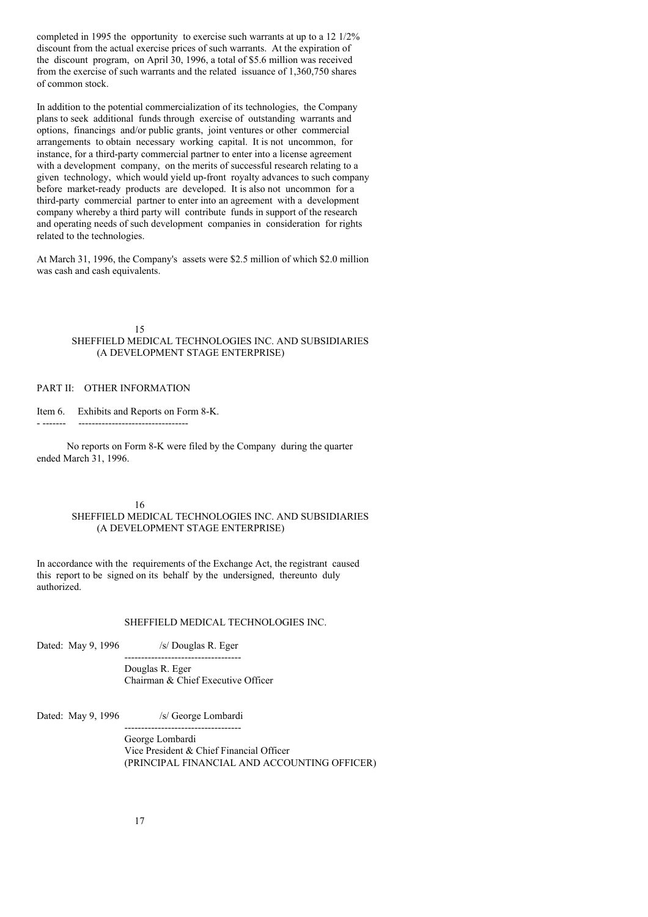completed in 1995 the opportunity to exercise such warrants at up to a 12 1/2% discount from the actual exercise prices of such warrants. At the expiration of the discount program, on April 30, 1996, a total of $5.6 million was received from the exercise of such warrants and the related issuance of 1,360,750 shares of common stock.

In addition to the potential commercialization of its technologies, the Company plans to seek additional funds through exercise of outstanding warrants and options, financings and/or public grants, joint ventures or other commercial arrangements to obtain necessary working capital. It is not uncommon, for instance, for a third-party commercial partner to enter into a license agreement with a development company, on the merits of successful research relating to a given technology, which would yield up-front royalty advances to such company before market-ready products are developed. It is also not uncommon for a third-party commercial partner to enter into an agreement with a development company whereby a third party will contribute funds in support of the research and operating needs of such development companies in consideration for rights related to the technologies.

At March 31, 1996, the Company's assets were $2.5 million of which $2.0 million was cash and cash equivalents.

## PART II: OTHER INFORMATION

### Item 6. Exhibits and Reports on Form 8-K.

No reports on Form 8-K were filed by the Company during the quarter ended March 31, 1996.

In accordance with the requirements of the Exchange Act, the registrant caused this report to be signed on its behalf by the undersigned, thereunto duly authorized.

SHEFFIELD MEDICAL TECHNOLOGIES INC.

Dated: May 9, 1996 /s/ Douglas R. Eger

Douglas R. Eger
Chairman & Chief Executive Officer

Dated: May 9, 1996 /s/ George Lombardi

George Lombardi
Vice President & Chief Financial Officer
(PRINCIPAL FINANCIAL AND ACCOUNTING OFFICER)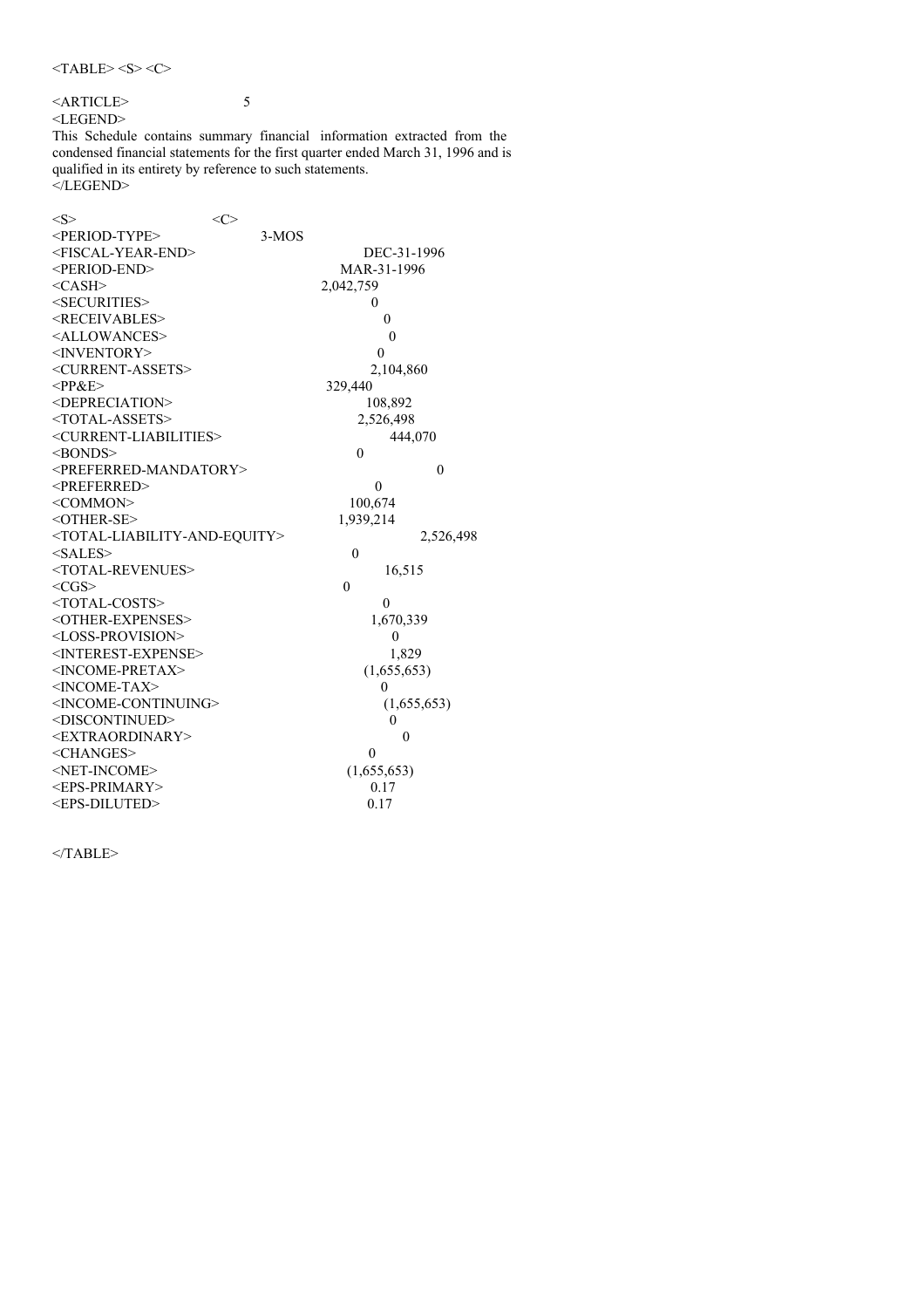<TABLE> <S> <C>

<ARTICLE> 5

<LEGEND>
This Schedule contains summary financial information extracted from the condensed financial statements for the first quarter ended March 31, 1996 and is qualified in its entirety by reference to such statements.
</LEGEND>

| <S> | <C> |
|---|---|
| <PERIOD-TYPE> | 3-MOS |
| <FISCAL-YEAR-END> | DEC-31-1996 |
| <PERIOD-END> | MAR-31-1996 |
| <CASH> | 2,042,759 |
| <SECURITIES> | 0 |
| <RECEIVABLES> | 0 |
| <ALLOWANCES> | 0 |
| <INVENTORY> | 0 |
| <CURRENT-ASSETS> | 2,104,860 |
| <PP&E> | 329,440 |
| <DEPRECIATION> | 108,892 |
| <TOTAL-ASSETS> | 2,526,498 |
| <CURRENT-LIABILITIES> | 444,070 |
| <BONDS> | 0 |
| <PREFERRED-MANDATORY> | 0 |
| <PREFERRED> | 0 |
| <COMMON> | 100,674 |
| <OTHER-SE> | 1,939,214 |
| <TOTAL-LIABILITY-AND-EQUITY> | 2,526,498 |
| <SALES> | 0 |
| <TOTAL-REVENUES> | 16,515 |
| <CGS> | 0 |
| <TOTAL-COSTS> | 0 |
| <OTHER-EXPENSES> | 1,670,339 |
| <LOSS-PROVISION> | 0 |
| <INTEREST-EXPENSE> | 1,829 |
| <INCOME-PRETAX> | (1,655,653) |
| <INCOME-TAX> | 0 |
| <INCOME-CONTINUING> | (1,655,653) |
| <DISCONTINUED> | 0 |
| <EXTRAORDINARY> | 0 |
| <CHANGES> | 0 |
| <NET-INCOME> | (1,655,653) |
| <EPS-PRIMARY> | 0.17 |
| <EPS-DILUTED> | 0.17 |

</TABLE>